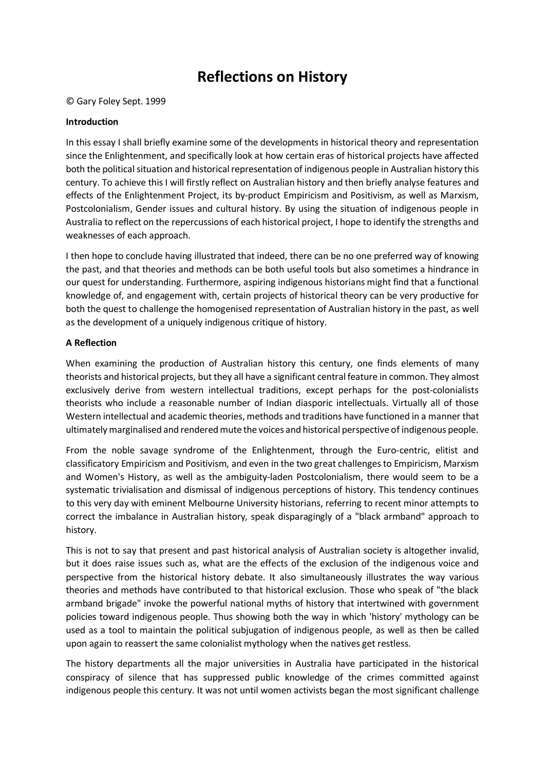# Reflections on History

© Gary Foley Sept. 1999

**Introduction**

In this essay I shall briefly examine some of the developments in historical theory and representation since the Enlightenment, and specifically look at how certain eras of historical projects have affected both the political situation and historical representation of indigenous people in Australian history this century. To achieve this I will firstly reflect on Australian history and then briefly analyse features and effects of the Enlightenment Project, its by-product Empiricism and Positivism, as well as Marxism, Postcolonialism, Gender issues and cultural history. By using the situation of indigenous people in Australia to reflect on the repercussions of each historical project, I hope to identify the strengths and weaknesses of each approach.

I then hope to conclude having illustrated that indeed, there can be no one preferred way of knowing the past, and that theories and methods can be both useful tools but also sometimes a hindrance in our quest for understanding. Furthermore, aspiring indigenous historians might find that a functional knowledge of, and engagement with, certain projects of historical theory can be very productive for both the quest to challenge the homogenised representation of Australian history in the past, as well as the development of a uniquely indigenous critique of history.

**A Reflection**

When examining the production of Australian history this century, one finds elements of many theorists and historical projects, but they all have a significant central feature in common. They almost exclusively derive from western intellectual traditions, except perhaps for the post-colonialists theorists who include a reasonable number of Indian diasporic intellectuals. Virtually all of those Western intellectual and academic theories, methods and traditions have functioned in a manner that ultimately marginalised and rendered mute the voices and historical perspective of indigenous people.

From the noble savage syndrome of the Enlightenment, through the Euro-centric, elitist and classificatory Empiricism and Positivism, and even in the two great challenges to Empiricism, Marxism and Women's History, as well as the ambiguity-laden Postcolonialism, there would seem to be a systematic trivialisation and dismissal of indigenous perceptions of history. This tendency continues to this very day with eminent Melbourne University historians, referring to recent minor attempts to correct the imbalance in Australian history, speak disparagingly of a "black armband" approach to history.

This is not to say that present and past historical analysis of Australian society is altogether invalid, but it does raise issues such as, what are the effects of the exclusion of the indigenous voice and perspective from the historical history debate. It also simultaneously illustrates the way various theories and methods have contributed to that historical exclusion. Those who speak of "the black armband brigade" invoke the powerful national myths of history that intertwined with government policies toward indigenous people. Thus showing both the way in which 'history' mythology can be used as a tool to maintain the political subjugation of indigenous people, as well as then be called upon again to reassert the same colonialist mythology when the natives get restless.

The history departments all the major universities in Australia have participated in the historical conspiracy of silence that has suppressed public knowledge of the crimes committed against indigenous people this century. It was not until women activists began the most significant challenge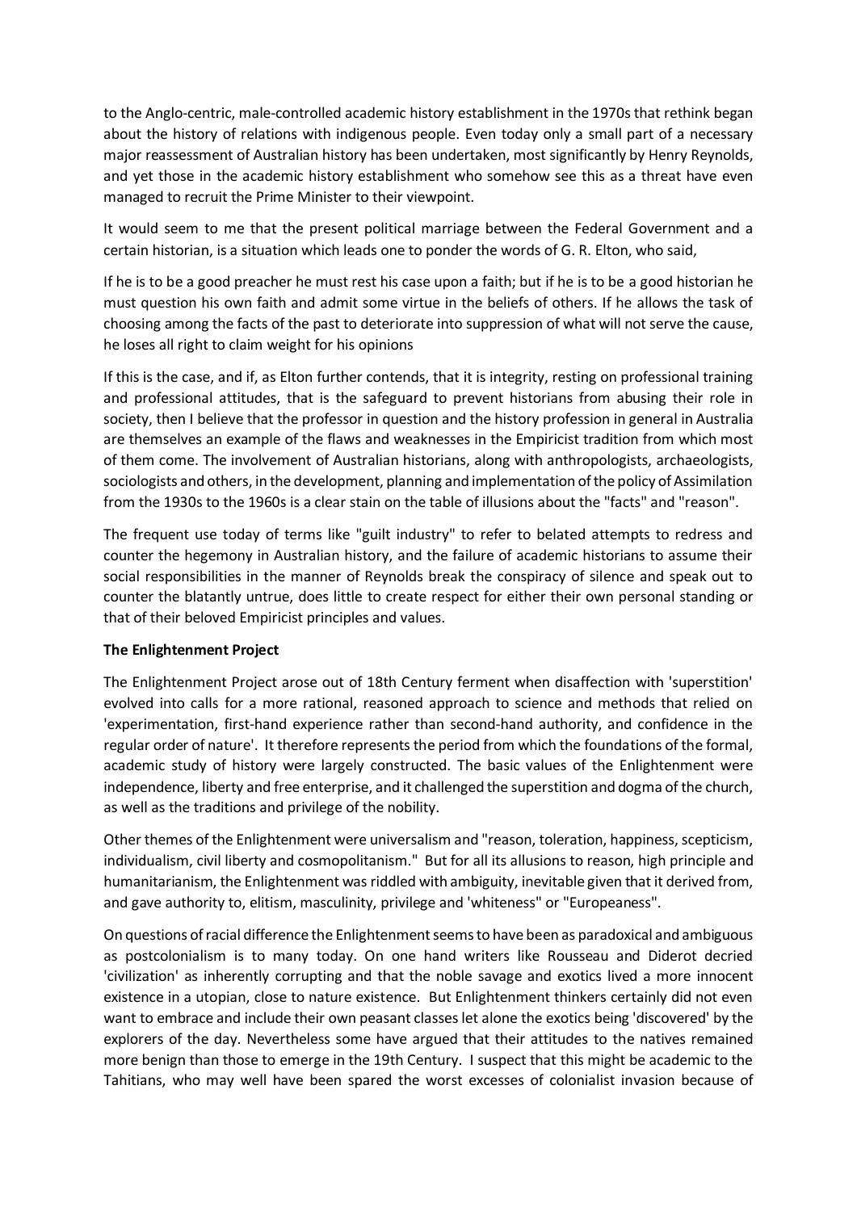to the Anglo-centric, male-controlled academic history establishment in the 1970s that rethink began about the history of relations with indigenous people. Even today only a small part of a necessary major reassessment of Australian history has been undertaken, most significantly by Henry Reynolds, and yet those in the academic history establishment who somehow see this as a threat have even managed to recruit the Prime Minister to their viewpoint.

It would seem to me that the present political marriage between the Federal Government and a certain historian, is a situation which leads one to ponder the words of G. R. Elton, who said,

If he is to be a good preacher he must rest his case upon a faith; but if he is to be a good historian he must question his own faith and admit some virtue in the beliefs of others. If he allows the task of choosing among the facts of the past to deteriorate into suppression of what will not serve the cause, he loses all right to claim weight for his opinions

If this is the case, and if, as Elton further contends, that it is integrity, resting on professional training and professional attitudes, that is the safeguard to prevent historians from abusing their role in society, then I believe that the professor in question and the history profession in general in Australia are themselves an example of the flaws and weaknesses in the Empiricist tradition from which most of them come. The involvement of Australian historians, along with anthropologists, archaeologists, sociologists and others, in the development, planning and implementation of the policy of Assimilation from the 1930s to the 1960s is a clear stain on the table of illusions about the "facts" and "reason".

The frequent use today of terms like "guilt industry" to refer to belated attempts to redress and counter the hegemony in Australian history, and the failure of academic historians to assume their social responsibilities in the manner of Reynolds break the conspiracy of silence and speak out to counter the blatantly untrue, does little to create respect for either their own personal standing or that of their beloved Empiricist principles and values.

**The Enlightenment Project**

The Enlightenment Project arose out of 18th Century ferment when disaffection with 'superstition' evolved into calls for a more rational, reasoned approach to science and methods that relied on 'experimentation, first-hand experience rather than second-hand authority, and confidence in the regular order of nature'. It therefore represents the period from which the foundations of the formal, academic study of history were largely constructed. The basic values of the Enlightenment were independence, liberty and free enterprise, and it challenged the superstition and dogma of the church, as well as the traditions and privilege of the nobility.

Other themes of the Enlightenment were universalism and "reason, toleration, happiness, scepticism, individualism, civil liberty and cosmopolitanism." But for all its allusions to reason, high principle and humanitarianism, the Enlightenment was riddled with ambiguity, inevitable given that it derived from, and gave authority to, elitism, masculinity, privilege and 'whiteness" or "Europeaness".

On questions of racial difference the Enlightenment seems to have been as paradoxical and ambiguous as postcolonialism is to many today. On one hand writers like Rousseau and Diderot decried 'civilization' as inherently corrupting and that the noble savage and exotics lived a more innocent existence in a utopian, close to nature existence. But Enlightenment thinkers certainly did not even want to embrace and include their own peasant classes let alone the exotics being 'discovered' by the explorers of the day. Nevertheless some have argued that their attitudes to the natives remained more benign than those to emerge in the 19th Century. I suspect that this might be academic to the Tahitians, who may well have been spared the worst excesses of colonialist invasion because of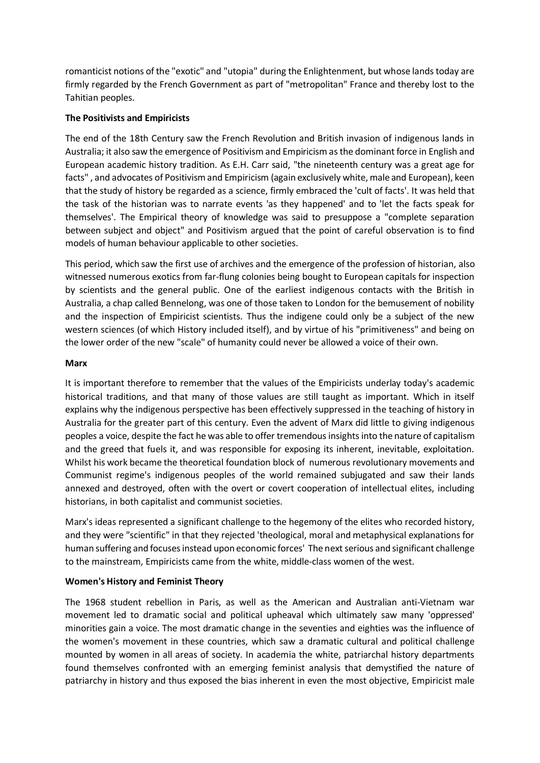romanticist notions of the "exotic" and "utopia" during the Enlightenment, but whose lands today are firmly regarded by the French Government as part of "metropolitan" France and thereby lost to the Tahitian peoples.

**The Positivists and Empiricists**

The end of the 18th Century saw the French Revolution and British invasion of indigenous lands in Australia; it also saw the emergence of Positivism and Empiricism as the dominant force in English and European academic history tradition. As E.H. Carr said, "the nineteenth century was a great age for facts" , and advocates of Positivism and Empiricism (again exclusively white, male and European), keen that the study of history be regarded as a science, firmly embraced the 'cult of facts'. It was held that the task of the historian was to narrate events 'as they happened' and to 'let the facts speak for themselves'. The Empirical theory of knowledge was said to presuppose a "complete separation between subject and object" and Positivism argued that the point of careful observation is to find models of human behaviour applicable to other societies.

This period, which saw the first use of archives and the emergence of the profession of historian, also witnessed numerous exotics from far-flung colonies being bought to European capitals for inspection by scientists and the general public. One of the earliest indigenous contacts with the British in Australia, a chap called Bennelong, was one of those taken to London for the bemusement of nobility and the inspection of Empiricist scientists. Thus the indigene could only be a subject of the new western sciences (of which History included itself), and by virtue of his "primitiveness" and being on the lower order of the new "scale" of humanity could never be allowed a voice of their own.

**Marx**

It is important therefore to remember that the values of the Empiricists underlay today's academic historical traditions, and that many of those values are still taught as important. Which in itself explains why the indigenous perspective has been effectively suppressed in the teaching of history in Australia for the greater part of this century. Even the advent of Marx did little to giving indigenous peoples a voice, despite the fact he was able to offer tremendous insights into the nature of capitalism and the greed that fuels it, and was responsible for exposing its inherent, inevitable, exploitation. Whilst his work became the theoretical foundation block of numerous revolutionary movements and Communist regime's indigenous peoples of the world remained subjugated and saw their lands annexed and destroyed, often with the overt or covert cooperation of intellectual elites, including historians, in both capitalist and communist societies.

Marx's ideas represented a significant challenge to the hegemony of the elites who recorded history, and they were "scientific" in that they rejected 'theological, moral and metaphysical explanations for human suffering and focuses instead upon economic forces' The next serious and significant challenge to the mainstream, Empiricists came from the white, middle-class women of the west.

**Women's History and Feminist Theory**

The 1968 student rebellion in Paris, as well as the American and Australian anti-Vietnam war movement led to dramatic social and political upheaval which ultimately saw many 'oppressed' minorities gain a voice. The most dramatic change in the seventies and eighties was the influence of the women's movement in these countries, which saw a dramatic cultural and political challenge mounted by women in all areas of society. In academia the white, patriarchal history departments found themselves confronted with an emerging feminist analysis that demystified the nature of patriarchy in history and thus exposed the bias inherent in even the most objective, Empiricist male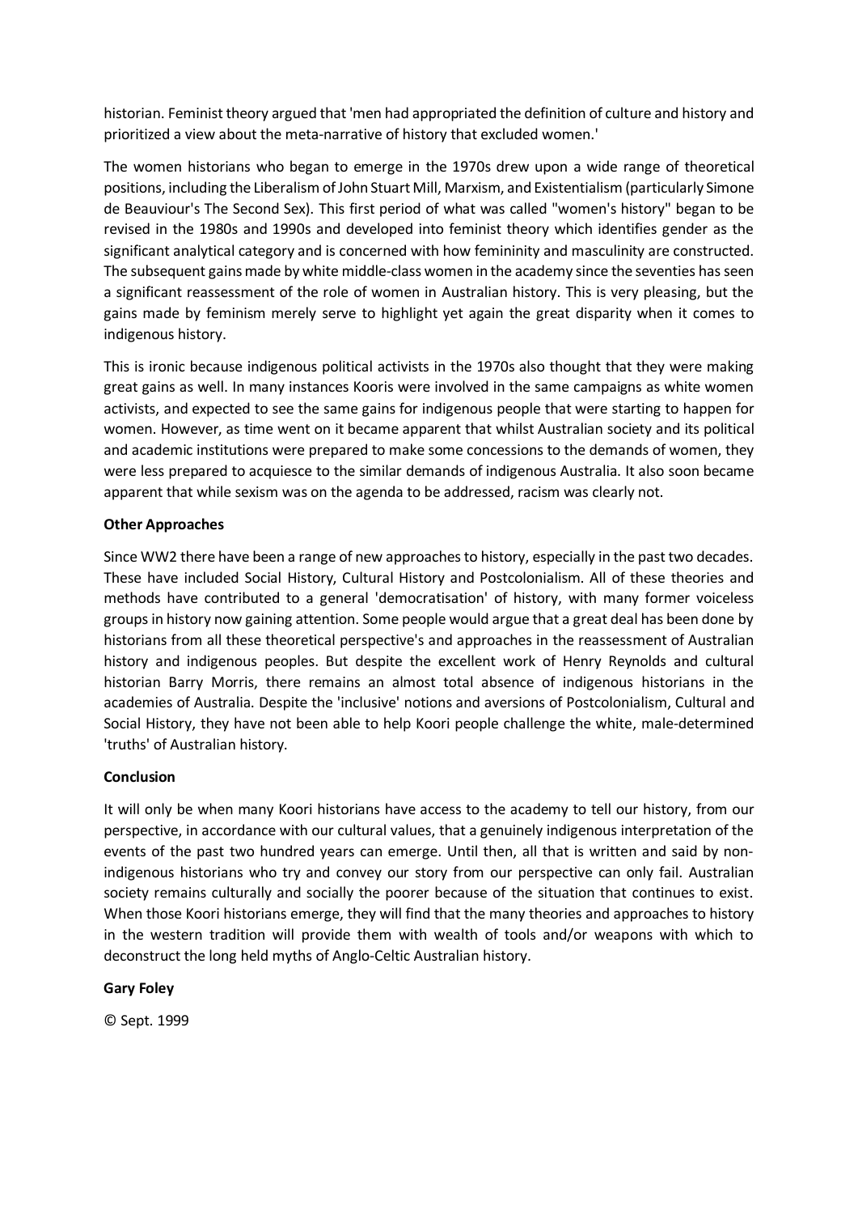historian. Feminist theory argued that 'men had appropriated the definition of culture and history and prioritized a view about the meta-narrative of history that excluded women.'

The women historians who began to emerge in the 1970s drew upon a wide range of theoretical positions, including the Liberalism of John Stuart Mill, Marxism, and Existentialism (particularly Simone de Beauviour's The Second Sex). This first period of what was called "women's history" began to be revised in the 1980s and 1990s and developed into feminist theory which identifies gender as the significant analytical category and is concerned with how femininity and masculinity are constructed. The subsequent gains made by white middle-class women in the academy since the seventies has seen a significant reassessment of the role of women in Australian history. This is very pleasing, but the gains made by feminism merely serve to highlight yet again the great disparity when it comes to indigenous history.

This is ironic because indigenous political activists in the 1970s also thought that they were making great gains as well. In many instances Kooris were involved in the same campaigns as white women activists, and expected to see the same gains for indigenous people that were starting to happen for women. However, as time went on it became apparent that whilst Australian society and its political and academic institutions were prepared to make some concessions to the demands of women, they were less prepared to acquiesce to the similar demands of indigenous Australia. It also soon became apparent that while sexism was on the agenda to be addressed, racism was clearly not.

**Other Approaches**

Since WW2 there have been a range of new approaches to history, especially in the past two decades. These have included Social History, Cultural History and Postcolonialism. All of these theories and methods have contributed to a general 'democratisation' of history, with many former voiceless groups in history now gaining attention. Some people would argue that a great deal has been done by historians from all these theoretical perspective's and approaches in the reassessment of Australian history and indigenous peoples. But despite the excellent work of Henry Reynolds and cultural historian Barry Morris, there remains an almost total absence of indigenous historians in the academies of Australia. Despite the 'inclusive' notions and aversions of Postcolonialism, Cultural and Social History, they have not been able to help Koori people challenge the white, male-determined 'truths' of Australian history.

**Conclusion**

It will only be when many Koori historians have access to the academy to tell our history, from our perspective, in accordance with our cultural values, that a genuinely indigenous interpretation of the events of the past two hundred years can emerge. Until then, all that is written and said by non-indigenous historians who try and convey our story from our perspective can only fail. Australian society remains culturally and socially the poorer because of the situation that continues to exist. When those Koori historians emerge, they will find that the many theories and approaches to history in the western tradition will provide them with wealth of tools and/or weapons with which to deconstruct the long held myths of Anglo-Celtic Australian history.

**Gary Foley**

© Sept. 1999